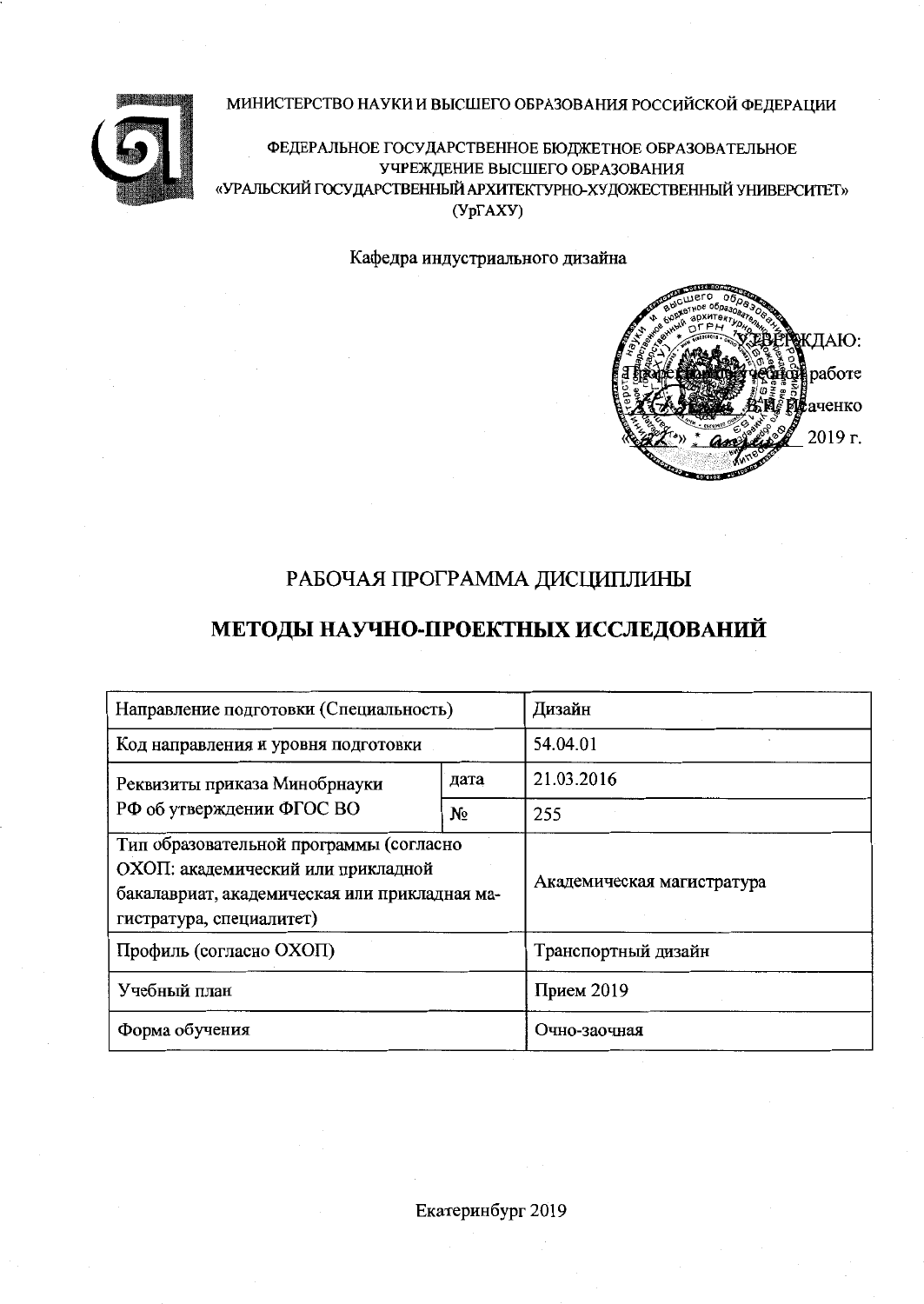МИНИСТЕРСТВО НАУКИ И ВЫСШЕГО ОБРАЗОВАНИЯ РОССИЙСКОЙ ФЕДЕРАЦИИ

ФЕДЕРАЛЬНОЕ ГОСУДАРСТВЕННОЕ БЮДЖЕТНОЕ ОБРАЗОВАТЕЛЬНОЕ УЧРЕЖДЕНИЕ ВЫСШЕГО ОБРАЗОВАНИЯ
«УРАЛЬСКИЙ ГОСУДАРСТВЕННЫЙ АРХИТЕКТУРНО-ХУДОЖЕСТВЕННЫЙ УНИВЕРСИТЕТ»
(УрГАХУ)

Кафедра индустриального дизайна

УТВЕРЖДАЮ:
Проректор по учебной работе
В.И. Исаченко
«22» апреля 2019 г.

# РАБОЧАЯ ПРОГРАММА ДИСЦИПЛИНЫ

# МЕТОДЫ НАУЧНО-ПРОЕКТНЫХ ИССЛЕДОВАНИЙ

| Направление подготовки (Специальность) | | Дизайн |
|---|---|---|
| Код направления и уровня подготовки | | 54.04.01 |
| Реквизиты приказа Минобрнауки РФ об утверждении ФГОС ВО | дата | 21.03.2016 |
| | № | 255 |
| Тип образовательной программы (согласно ОХОП: академический или прикладной бакалавриат, академическая или прикладная магистратура, специалитет) | | Академическая магистратура |
| Профиль (согласно ОХОП) | | Транспортный дизайн |
| Учебный план | | Прием 2019 |
| Форма обучения | | Очно-заочная |

Екатеринбург 2019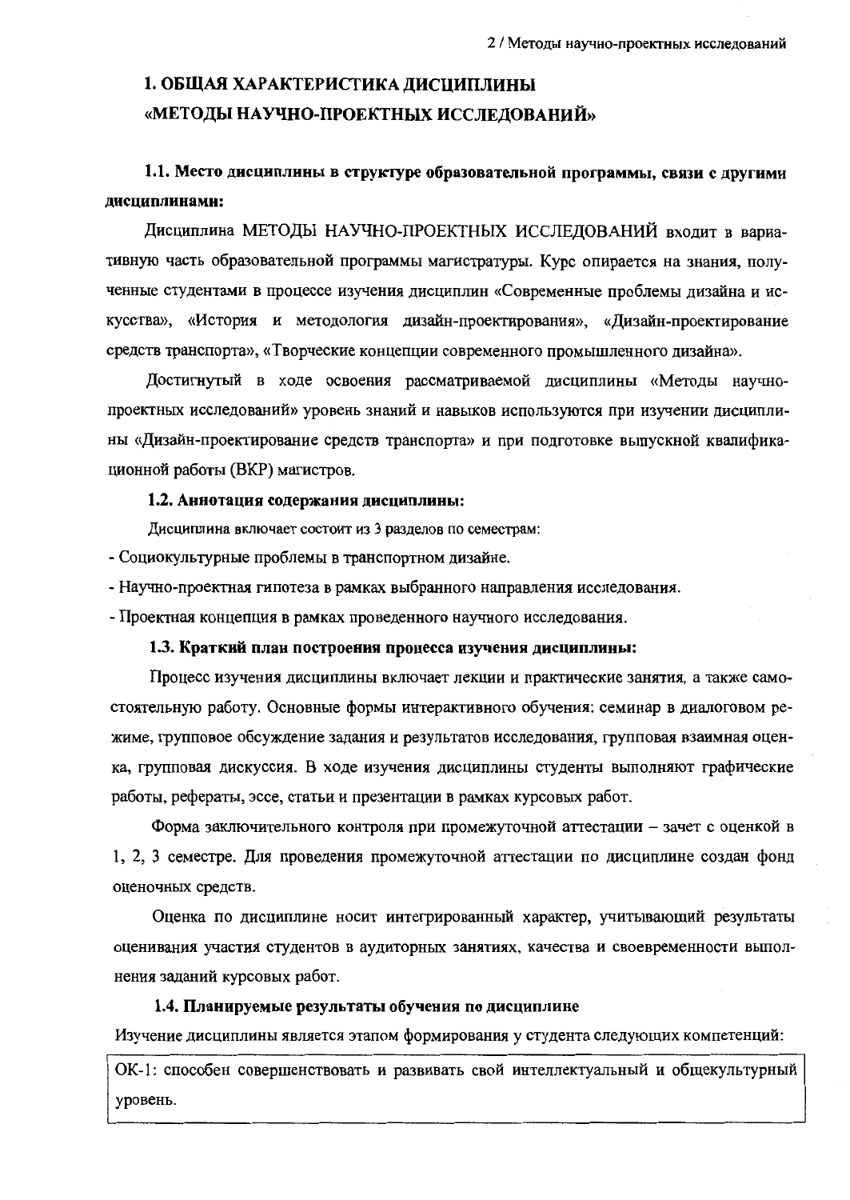# 1. ОБЩАЯ ХАРАКТЕРИСТИКА ДИСЦИПЛИНЫ «МЕТОДЫ НАУЧНО-ПРОЕКТНЫХ ИССЛЕДОВАНИЙ»

## 1.1. Место дисциплины в структуре образовательной программы, связи с другими дисциплинами:

Дисциплина МЕТОДЫ НАУЧНО-ПРОЕКТНЫХ ИССЛЕДОВАНИЙ входит в вариативную часть образовательной программы магистратуры. Курс опирается на знания, полученные студентами в процессе изучения дисциплин «Современные проблемы дизайна и искусства», «История и методология дизайн-проектирования», «Дизайн-проектирование средств транспорта», «Творческие концепции современного промышленного дизайна».

Достигнутый в ходе освоения рассматриваемой дисциплины «Методы научно-проектных исследований» уровень знаний и навыков используются при изучении дисциплины «Дизайн-проектирование средств транспорта» и при подготовке выпускной квалификационной работы (ВКР) магистров.

## 1.2. Аннотация содержания дисциплины:

Дисциплина включает состоит из 3 разделов по семестрам:

- Социокультурные проблемы в транспортном дизайне.
- Научно-проектная гипотеза в рамках выбранного направления исследования.
- Проектная концепция в рамках проведенного научного исследования.

## 1.3. Краткий план построения процесса изучения дисциплины:

Процесс изучения дисциплины включает лекции и практические занятия, а также самостоятельную работу. Основные формы интерактивного обучения: семинар в диалоговом режиме, групповое обсуждение задания и результатов исследования, групповая взаимная оценка, групповая дискуссия. В ходе изучения дисциплины студенты выполняют графические работы, рефераты, эссе, статьи и презентации в рамках курсовых работ.

Форма заключительного контроля при промежуточной аттестации – зачет с оценкой в 1, 2, 3 семестре. Для проведения промежуточной аттестации по дисциплине создан фонд оценочных средств.

Оценка по дисциплине носит интегрированный характер, учитывающий результаты оценивания участия студентов в аудиторных занятиях, качества и своевременности выполнения заданий курсовых работ.

## 1.4. Планируемые результаты обучения по дисциплине

Изучение дисциплины является этапом формирования у студента следующих компетенций:

| ОК-1: способен совершенствовать и развивать свой интеллектуальный и общекультурный уровень. |
|---|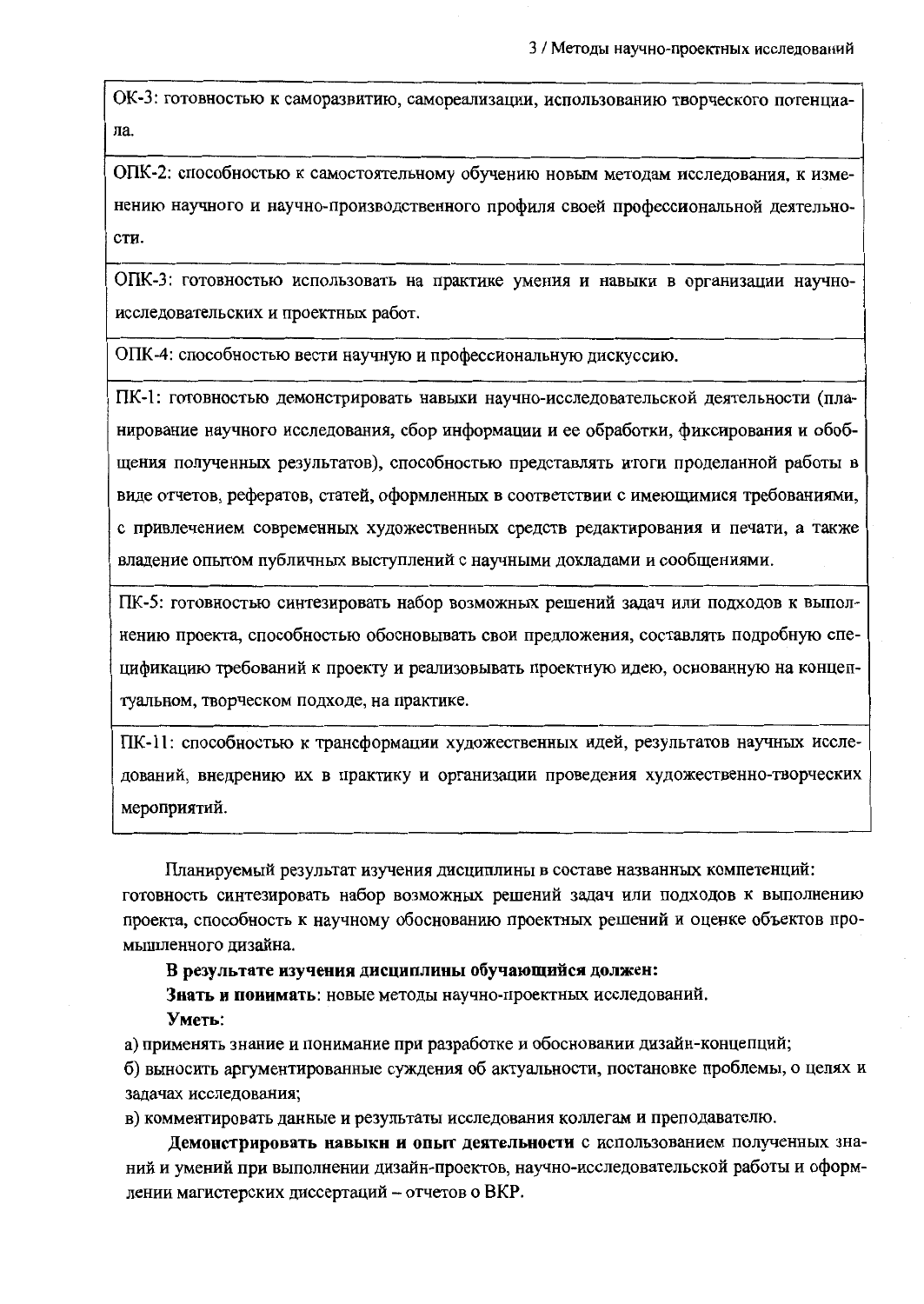| |
|---|
| ОК-3: готовностью к саморазвитию, самореализации, использованию творческого потенциала. |
| ОПК-2: способностью к самостоятельному обучению новым методам исследования, к изменению научного и научно-производственного профиля своей профессиональной деятельности. |
| ОПК-3: готовностью использовать на практике умения и навыки в организации научно-исследовательских и проектных работ. |
| ОПК-4: способностью вести научную и профессиональную дискуссию. |
| ПК-1: готовностью демонстрировать навыки научно-исследовательской деятельности (планирование научного исследования, сбор информации и ее обработки, фиксирования и обобщения полученных результатов), способностью представлять итоги проделанной работы в виде отчетов, рефератов, статей, оформленных в соответствии с имеющимися требованиями, с привлечением современных художественных средств редактирования и печати, а также владение опытом публичных выступлений с научными докладами и сообщениями. |
| ПК-5: готовностью синтезировать набор возможных решений задач или подходов к выполнению проекта, способностью обосновывать свои предложения, составлять подробную спецификацию требований к проекту и реализовывать проектную идею, основанную на концептуальном, творческом подходе, на практике. |
| ПК-11: способностью к трансформации художественных идей, результатов научных исследований, внедрению их в практику и организации проведения художественно-творческих мероприятий. |

Планируемый результат изучения дисциплины в составе названных компетенций: готовность синтезировать набор возможных решений задач или подходов к выполнению проекта, способность к научному обоснованию проектных решений и оценке объектов промышленного дизайна.

**В результате изучения дисциплины обучающийся должен:**

**Знать и понимать**: новые методы научно-проектных исследований.

**Уметь**:

а) применять знание и понимание при разработке и обосновании дизайн-концепций;

б) выносить аргументированные суждения об актуальности, постановке проблемы, о целях и задачах исследования;

в) комментировать данные и результаты исследования коллегам и преподавателю.

**Демонстрировать навыки и опыт деятельности** с использованием полученных знаний и умений при выполнении дизайн-проектов, научно-исследовательской работы и оформлении магистерских диссертаций – отчетов о ВКР.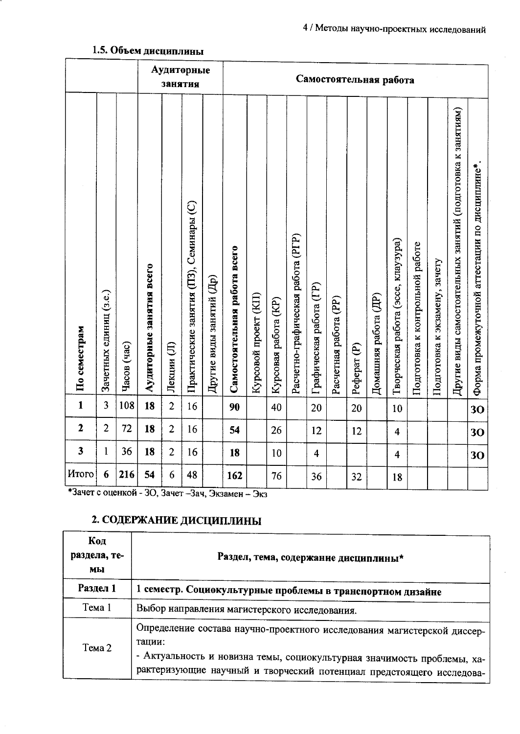### 1.5. Объем дисциплины

| | | | Аудиторные занятия | | | | Самостоятельная работа | | | | | | | | | | | | |
|---|---|---|---|---|---|---|---|---|---|---|---|---|---|---|---|---|---|---|---|
| **По семестрам** | Зачетных единиц (з.е.) | Часов (час) | **Аудиторные занятия всего** | Лекции (Л) | Практические занятия (ПЗ), Семинары (С) | Другие виды занятий (Др) | **Самостоятельная работа всего** | Курсовой проект (КП) | Курсовая работа (КР) | Расчетно-графическая работа (РГР) | Графическая работа (ГР) | Расчетная работа (РР) | Реферат (Р) | Домашняя работа (ДР) | Творческая работа (эссе, клаузура) | Подготовка к контрольной работе | Подготовка к экзамену, зачету | Другие виды самостоятельных занятий (подготовка к занятиям) | Форма промежуточной аттестации по дисциплине*. |
| **1** | 3 | 108 | **18** | 2 | 16 | | **90** | | 40 | | 20 | | 20 | | 10 | | | | **ЗО** |
| **2** | 2 | 72 | **18** | 2 | 16 | | **54** | | 26 | | 12 | | 12 | | 4 | | | | **ЗО** |
| **3** | 1 | 36 | **18** | 2 | 16 | | **18** | | 10 | | 4 | | | | 4 | | | | **ЗО** |
| Итого | **6** | **216** | **54** | 6 | 48 | | **162** | | 76 | | 36 | | 32 | | 18 | | | | |

*Зачет с оценкой - ЗО, Зачет –Зач, Экзамен – Экз

## 2. СОДЕРЖАНИЕ ДИСЦИПЛИНЫ

| Код раздела, темы | Раздел, тема, содержание дисциплины* |
|---|---|
| **Раздел 1** | **1 семестр. Социокультурные проблемы в транспортном дизайне** |
| Тема 1 | Выбор направления магистерского исследования. |
| Тема 2 | Определение состава научно-проектного исследования магистерской диссертации:<br>- Актуальность и новизна темы, социокультурная значимость проблемы, характеризующие научный и творческий потенциал предстоящего исследова- |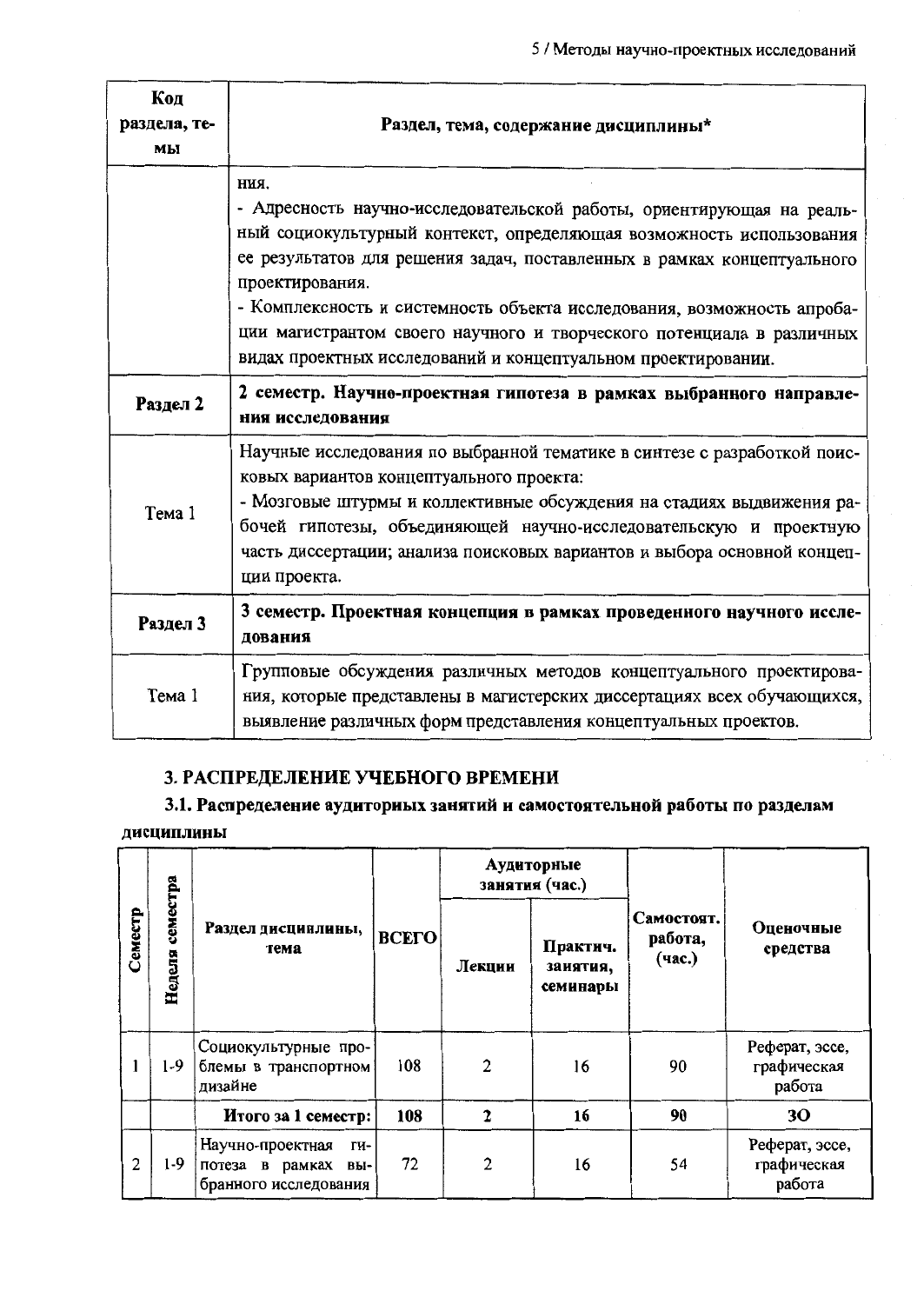| Код раздела, темы | Раздел, тема, содержание дисциплины* |
|---|---|
| | ния.<br>- Адресность научно-исследовательской работы, ориентирующая на реальный социокультурный контекст, определяющая возможность использования ее результатов для решения задач, поставленных в рамках концептуального проектирования.<br>- Комплексность и системность объекта исследования, возможность апробации магистрантом своего научного и творческого потенциала в различных видах проектных исследований и концептуальном проектировании. |
| **Раздел 2** | **2 семестр. Научно-проектная гипотеза в рамках выбранного направления исследования** |
| Тема 1 | Научные исследования по выбранной тематике в синтезе с разработкой поисковых вариантов концептуального проекта:<br>- Мозговые штурмы и коллективные обсуждения на стадиях выдвижения рабочей гипотезы, объединяющей научно-исследовательскую и проектную часть диссертации; анализа поисковых вариантов и выбора основной концепции проекта. |
| **Раздел 3** | **3 семестр. Проектная концепция в рамках проведенного научного исследования** |
| Тема 1 | Групповые обсуждения различных методов концептуального проектирования, которые представлены в магистерских диссертациях всех обучающихся, выявление различных форм представления концептуальных проектов. |

## 3. РАСПРЕДЕЛЕНИЕ УЧЕБНОГО ВРЕМЕНИ

### 3.1. Распределение аудиторных занятий и самостоятельной работы по разделам дисциплины

| Семестр | Неделя семестра | Раздел дисциплины, тема | ВСЕГО | Аудиторные занятия (час.) | | Самостоят. работа, (час.) | Оценочные средства |
|---|---|---|---|---|---|---|---|
| | | | | Лекции | Практич. занятия, семинары | | |
| 1 | 1-9 | Социокультурные проблемы в транспортном дизайне | 108 | 2 | 16 | 90 | Реферат, эссе, графическая работа |
| | | **Итого за 1 семестр:** | **108** | **2** | **16** | **90** | **ЗО** |
| 2 | 1-9 | Научно-проектная гипотеза в рамках выбранного исследования | 72 | 2 | 16 | 54 | Реферат, эссе, графическая работа |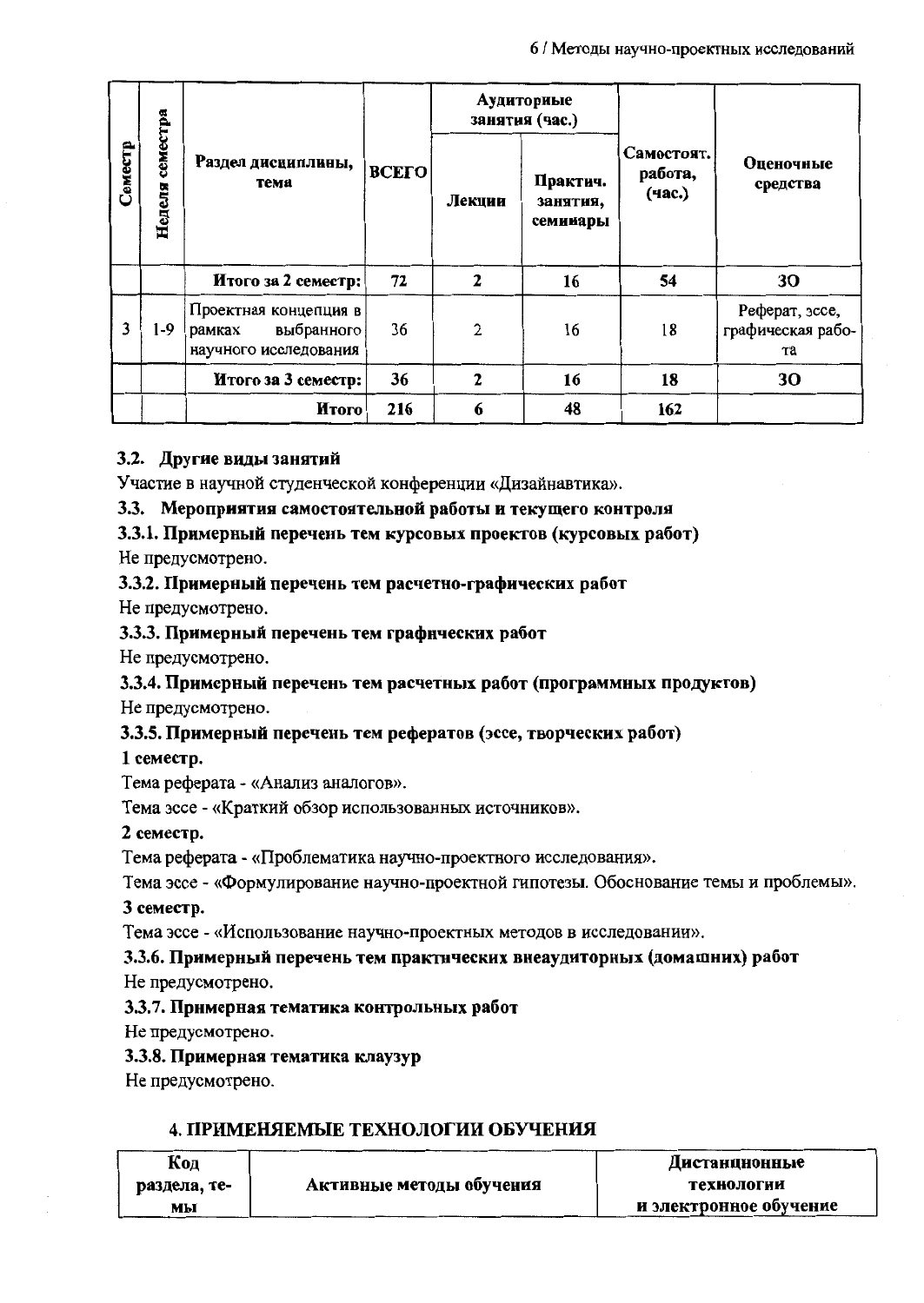| Семестр | Неделя семестра | Раздел дисциплины, тема | ВСЕГО | Аудиторные занятия (час.) | | Самостоят. работа, (час.) | Оценочные средства |
|---|---|---|---|---|---|---|---|
| | | | | Лекции | Практич. занятия, семинары | | |
| | | **Итого за 2 семестр:** | **72** | **2** | **16** | **54** | **ЗО** |
| 3 | 1-9 | Проектная концепция в рамках выбранного научного исследования | 36 | 2 | 16 | 18 | Реферат, эссе, графическая работа |
| | | **Итого за 3 семестр:** | **36** | **2** | **16** | **18** | **ЗО** |
| | | **Итого** | **216** | **6** | **48** | **162** | |

### 3.2. Другие виды занятий

Участие в научной студенческой конференции «Дизайнавтика».

### 3.3. Мероприятия самостоятельной работы и текущего контроля

#### 3.3.1. Примерный перечень тем курсовых проектов (курсовых работ)

Не предусмотрено.

#### 3.3.2. Примерный перечень тем расчетно-графических работ

Не предусмотрено.

#### 3.3.3. Примерный перечень тем графических работ

Не предусмотрено.

#### 3.3.4. Примерный перечень тем расчетных работ (программных продуктов)

Не предусмотрено.

#### 3.3.5. Примерный перечень тем рефератов (эссе, творческих работ)

**1 семестр.**

Тема реферата - «Анализ аналогов».

Тема эссе - «Краткий обзор использованных источников».

**2 семестр.**

Тема реферата - «Проблематика научно-проектного исследования».

Тема эссе - «Формулирование научно-проектной гипотезы. Обоснование темы и проблемы».

**3 семестр.**

Тема эссе - «Использование научно-проектных методов в исследовании».

#### 3.3.6. Примерный перечень тем практических внеаудиторных (домашних) работ

Не предусмотрено.

#### 3.3.7. Примерная тематика контрольных работ

Не предусмотрено.

#### 3.3.8. Примерная тематика клаузур

Не предусмотрено.

## 4. ПРИМЕНЯЕМЫЕ ТЕХНОЛОГИИ ОБУЧЕНИЯ

| Код раздела, темы | Активные методы обучения | Дистанционные технологии и электронное обучение |
|---|---|---|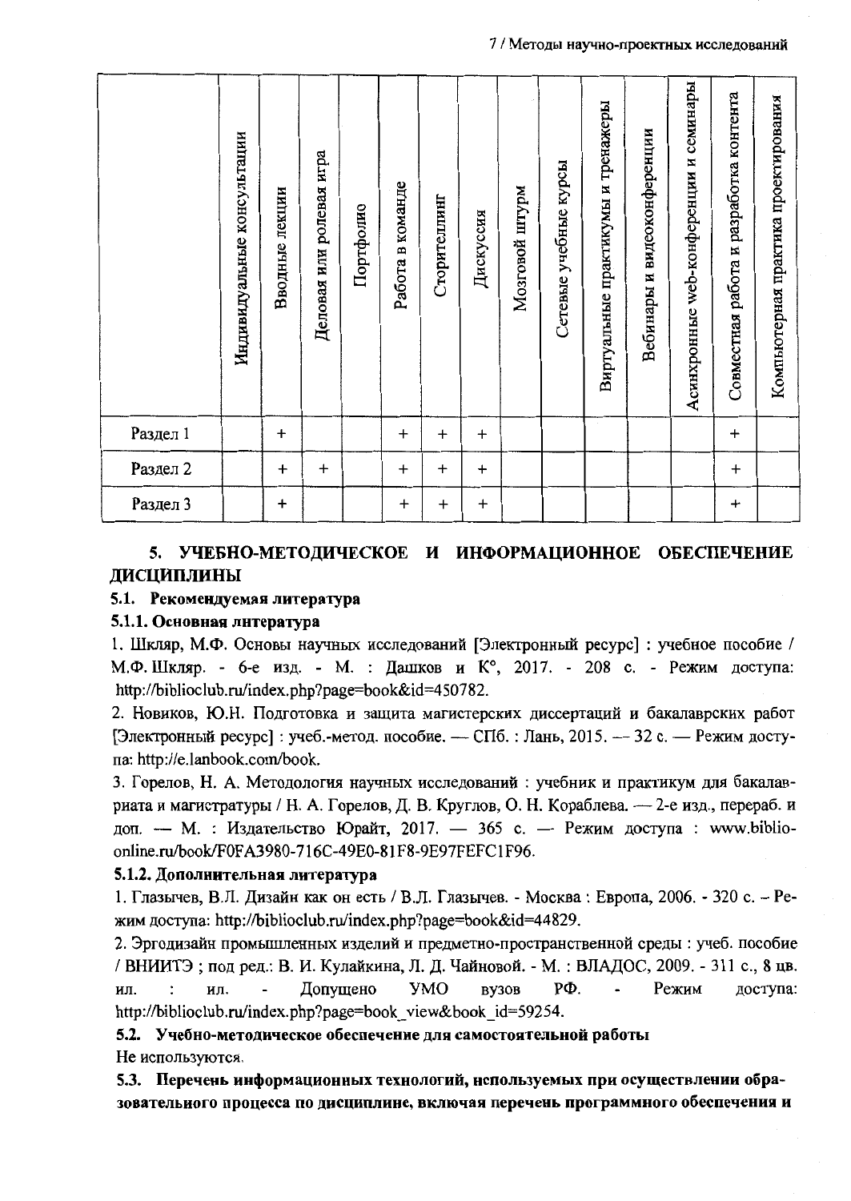| | Индивидуальные консультации | Вводные лекции | Деловая или ролевая игра | Портфолио | Работа в команде | Сторителлинг | Дискуссия | Мозговой штурм | Сетевые учебные курсы | Виртуальные практикумы и тренажеры | Вебинары и видеоконференции | Асинхронные web-конференции и семинары | Совместная работа и разработка контента | Компьютерная практика проектирования |
|---|---|---|---|---|---|---|---|---|---|---|---|---|---|---|
| Раздел 1 | | + | | | + | + | + | | | | | | + | |
| Раздел 2 | | + | + | | + | + | + | | | | | | + | |
| Раздел 3 | | + | | | + | + | + | | | | | | + | |

## 5. УЧЕБНО-МЕТОДИЧЕСКОЕ И ИНФОРМАЦИОННОЕ ОБЕСПЕЧЕНИЕ ДИСЦИПЛИНЫ

### 5.1. Рекомендуемая литература

#### 5.1.1. Основная литература

1. Шкляр, М.Ф. Основы научных исследований [Электронный ресурс] : учебное пособие / М.Ф. Шкляр. - 6-е изд. - М. : Дашков и К°, 2017. - 208 с. - Режим доступа: http://biblioclub.ru/index.php?page=book&id=450782.
2. Новиков, Ю.Н. Подготовка и защита магистерских диссертаций и бакалаврских работ [Электронный ресурс] : учеб.-метод. пособие. — СПб. : Лань, 2015. — 32 с. — Режим доступа: http://e.lanbook.com/book.
3. Горелов, Н. А. Методология научных исследований : учебник и практикум для бакалавриата и магистратуры / Н. А. Горелов, Д. В. Круглов, О. Н. Кораблева. — 2-е изд., перераб. и доп. — М. : Издательство Юрайт, 2017. — 365 с. — Режим доступа : www.biblio-online.ru/book/F0FA3980-716C-49E0-81F8-9E97FEFC1F96.

#### 5.1.2. Дополнительная литература

1. Глазычев, В.Л. Дизайн как он есть / В.Л. Глазычев. - Москва : Европа, 2006. - 320 с. – Режим доступа: http://biblioclub.ru/index.php?page=book&id=44829.
2. Эргодизайн промышленных изделий и предметно-пространственной среды : учеб. пособие / ВНИИТЭ ; под ред.: В. И. Кулайкина, Л. Д. Чайновой. - М. : ВЛАДОС, 2009. - 311 с., 8 цв. ил. : ил. - Допущено УМО вузов РФ. - Режим доступа: http://biblioclub.ru/index.php?page=book_view&book_id=59254.

### 5.2. Учебно-методическое обеспечение для самостоятельной работы

Не используются.

### 5.3. Перечень информационных технологий, используемых при осуществлении образовательного процесса по дисциплине, включая перечень программного обеспечения и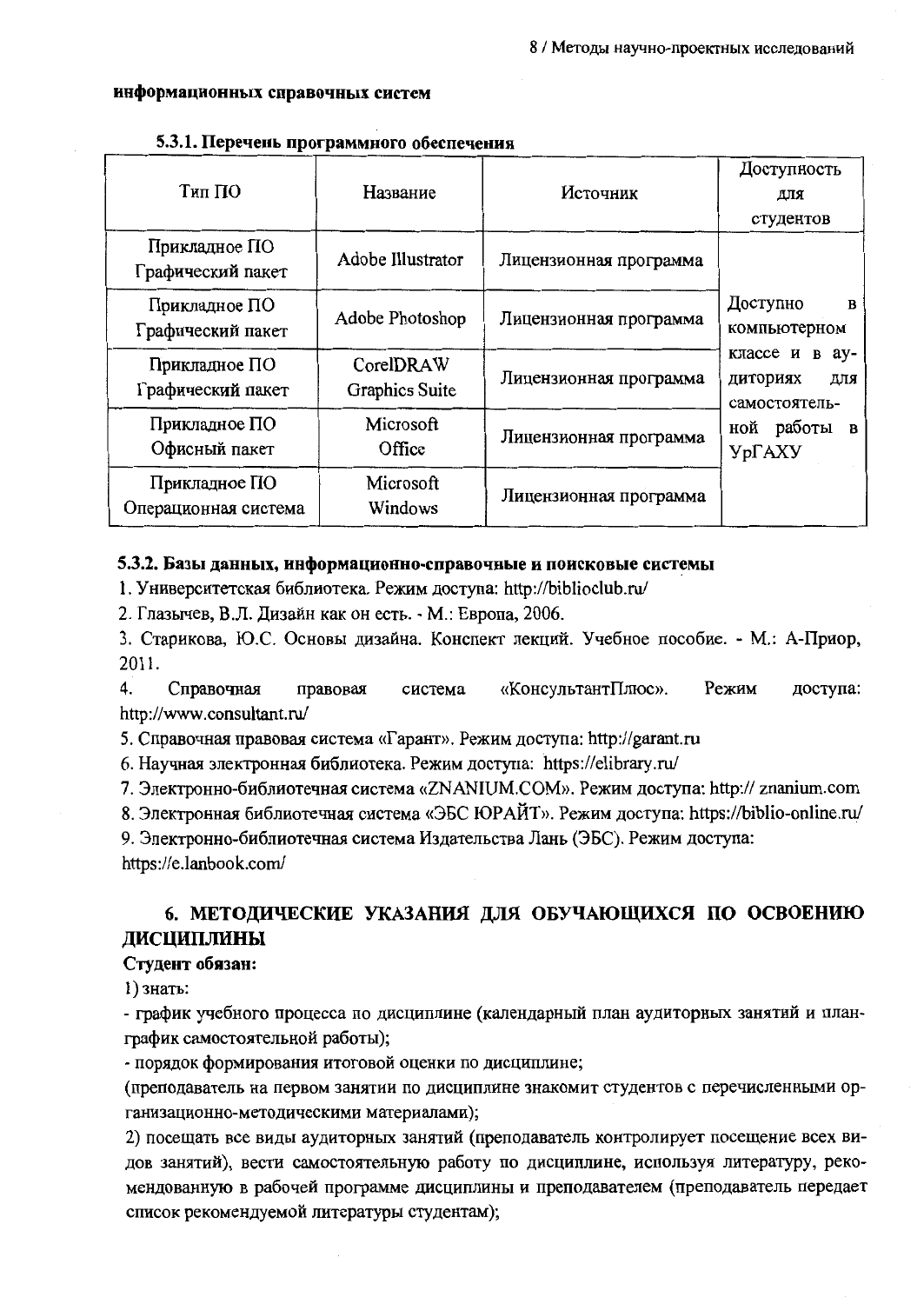**информационных справочных систем**

**5.3.1. Перечень программного обеспечения**

| Тип ПО | Название | Источник | Доступность для студентов |
|---|---|---|---|
| Прикладное ПО Графический пакет | Adobe Illustrator | Лицензионная программа | Доступно в компьютерном классе и в аудиториях для самостоятельной работы в УрГАХУ |
| Прикладное ПО Графический пакет | Adobe Photoshop | Лицензионная программа | |
| Прикладное ПО Графический пакет | CorelDRAW Graphics Suite | Лицензионная программа | |
| Прикладное ПО Офисный пакет | Microsoft Office | Лицензионная программа | |
| Прикладное ПО Операционная система | Microsoft Windows | Лицензионная программа | |

**5.3.2. Базы данных, информационно-справочные и поисковые системы**

1. Университетская библиотека. Режим доступа: http://biblioclub.ru/
2. Глазычев, В.Л. Дизайн как он есть. - М.: Европа, 2006.
3. Старикова, Ю.С. Основы дизайна. Конспект лекций. Учебное пособие. - М.: А-Приор, 2011.
4. Справочная правовая система «КонсультантПлюс». Режим доступа: http://www.consultant.ru/
5. Справочная правовая система «Гарант». Режим доступа: http://garant.ru
6. Научная электронная библиотека. Режим доступа: https://elibrary.ru/
7. Электронно-библиотечная система «ZNANIUM.COM». Режим доступа: http:// znanium.com
8. Электронная библиотечная система «ЭБС ЮРАЙТ». Режим доступа: https://biblio-online.ru/
9. Электронно-библиотечная система Издательства Лань (ЭБС). Режим доступа: https://e.lanbook.com/

## 6. МЕТОДИЧЕСКИЕ УКАЗАНИЯ ДЛЯ ОБУЧАЮЩИХСЯ ПО ОСВОЕНИЮ ДИСЦИПЛИНЫ

**Студент обязан:**

1) знать:

- график учебного процесса по дисциплине (календарный план аудиторных занятий и план-график самостоятельной работы);
- порядок формирования итоговой оценки по дисциплине;

(преподаватель на первом занятии по дисциплине знакомит студентов с перечисленными организационно-методическими материалами);

2) посещать все виды аудиторных занятий (преподаватель контролирует посещение всех видов занятий), вести самостоятельную работу по дисциплине, используя литературу, рекомендованную в рабочей программе дисциплины и преподавателем (преподаватель передает список рекомендуемой литературы студентам);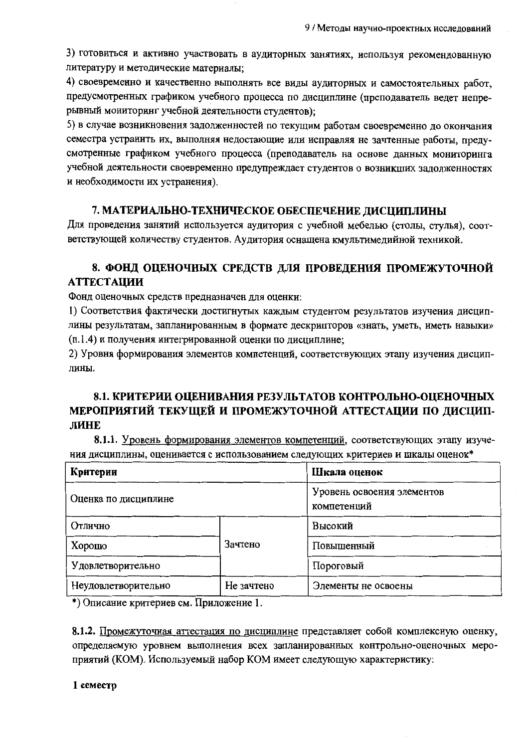3) готовиться и активно участвовать в аудиторных занятиях, используя рекомендованную литературу и методические материалы;

4) своевременно и качественно выполнять все виды аудиторных и самостоятельных работ, предусмотренных графиком учебного процесса по дисциплине (преподаватель ведет непрерывный мониторинг учебной деятельности студентов);

5) в случае возникновения задолженностей по текущим работам своевременно до окончания семестра устранить их, выполняя недостающие или исправляя не зачтенные работы, предусмотренные графиком учебного процесса (преподаватель на основе данных мониторинга учебной деятельности своевременно предупреждает студентов о возникших задолженностях и необходимости их устранения).

## 7. МАТЕРИАЛЬНО-ТЕХНИЧЕСКОЕ ОБЕСПЕЧЕНИЕ ДИСЦИПЛИНЫ

Для проведения занятий используется аудитория с учебной мебелью (столы, стулья), соответствующей количеству студентов. Аудитория оснащена кмультимедийной техникой.

## 8. ФОНД ОЦЕНОЧНЫХ СРЕДСТВ ДЛЯ ПРОВЕДЕНИЯ ПРОМЕЖУТОЧНОЙ АТТЕСТАЦИИ

Фонд оценочных средств предназначен для оценки:

1) Соответствия фактически достигнутых каждым студентом результатов изучения дисциплины результатам, запланированным в формате дескрипторов «знать, уметь, иметь навыки» (п.1.4) и получения интегрированной оценки по дисциплине;

2) Уровня формирования элементов компетенций, соответствующих этапу изучения дисциплины.

## 8.1. КРИТЕРИИ ОЦЕНИВАНИЯ РЕЗУЛЬТАТОВ КОНТРОЛЬНО-ОЦЕНОЧНЫХ МЕРОПРИЯТИЙ ТЕКУЩЕЙ И ПРОМЕЖУТОЧНОЙ АТТЕСТАЦИИ ПО ДИСЦИПЛИНЕ

**8.1.1.** Уровень формирования элементов компетенций, соответствующих этапу изучения дисциплины, оценивается с использованием следующих критериев и шкалы оценок*

| **Критерии** | | **Шкала оценок** |
|---|---|---|
| Оценка по дисциплине | | Уровень освоения элементов компетенций |
| Отлично | Зачтено | Высокий |
| Хорошо | | Повышенный |
| Удовлетворительно | | Пороговый |
| Неудовлетворительно | Не зачтено | Элементы не освоены |

*) Описание критериев см. Приложение 1.

**8.1.2.** Промежуточная аттестация по дисциплине представляет собой комплексную оценку, определяемую уровнем выполнения всех запланированных контрольно-оценочных мероприятий (КОМ). Используемый набор КОМ имеет следующую характеристику:

**1 семестр**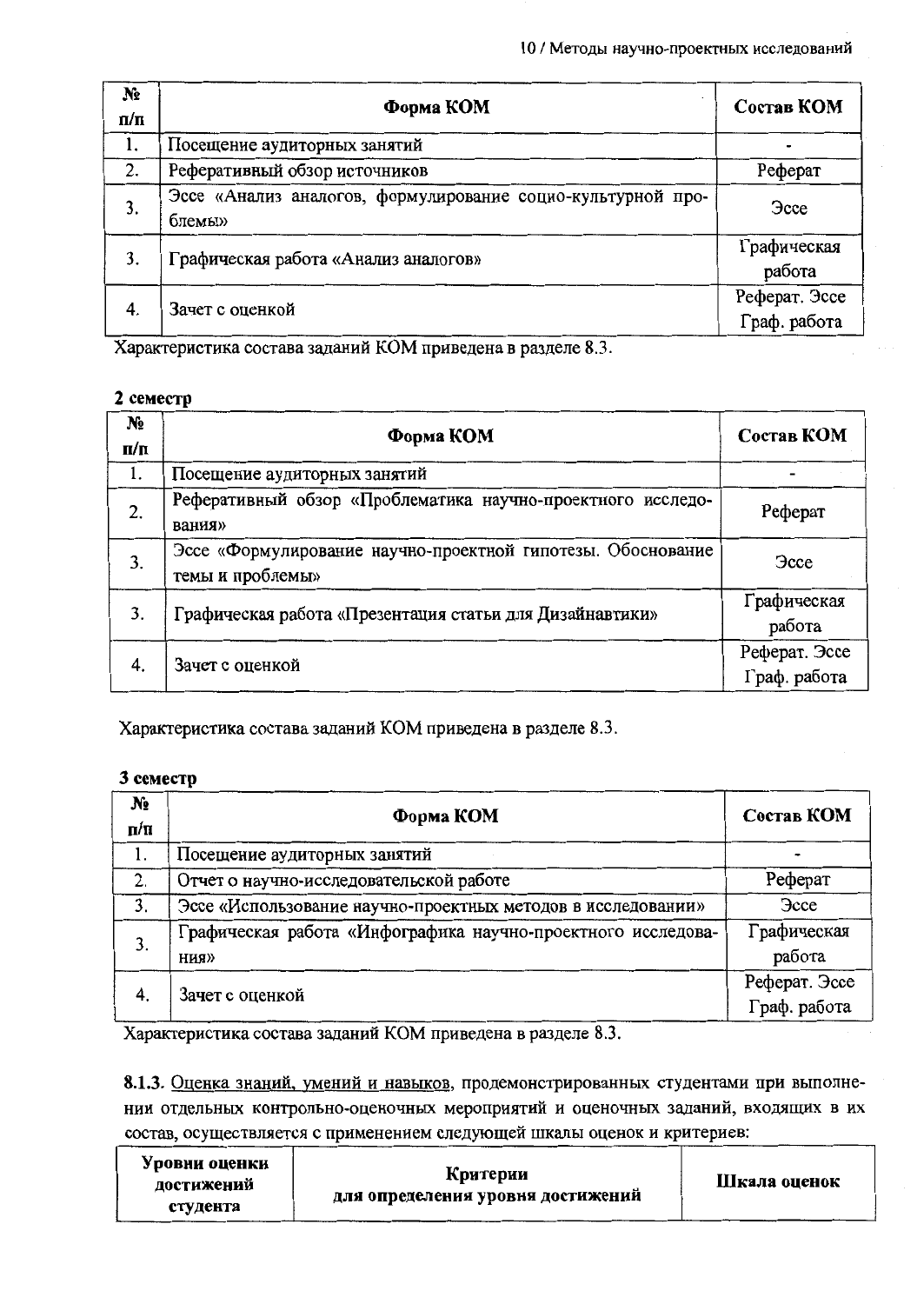| № п/п | Форма КОМ | Состав КОМ |
|---|---|---|
| 1. | Посещение аудиторных занятий | - |
| 2. | Реферативный обзор источников | Реферат |
| 3. | Эссе «Анализ аналогов, формулирование социо-культурной проблемы» | Эссе |
| 3. | Графическая работа «Анализ аналогов» | Графическая работа |
| 4. | Зачет с оценкой | Реферат. Эссе Граф. работа |

Характеристика состава заданий КОМ приведена в разделе 8.3.

**2 семестр**

| № п/п | Форма КОМ | Состав КОМ |
|---|---|---|
| 1. | Посещение аудиторных занятий | - |
| 2. | Реферативный обзор «Проблематика научно-проектного исследования» | Реферат |
| 3. | Эссе «Формулирование научно-проектной гипотезы. Обоснование темы и проблемы» | Эссе |
| 3. | Графическая работа «Презентация статьи для Дизайнавтики» | Графическая работа |
| 4. | Зачет с оценкой | Реферат. Эссе Граф. работа |

Характеристика состава заданий КОМ приведена в разделе 8.3.

**3 семестр**

| № п/п | Форма КОМ | Состав КОМ |
|---|---|---|
| 1. | Посещение аудиторных занятий | - |
| 2. | Отчет о научно-исследовательской работе | Реферат |
| 3. | Эссе «Использование научно-проектных методов в исследовании» | Эссе |
| 3. | Графическая работа «Инфографика научно-проектного исследования» | Графическая работа |
| 4. | Зачет с оценкой | Реферат. Эссе Граф. работа |

Характеристика состава заданий КОМ приведена в разделе 8.3.

**8.1.3.** Оценка знаний, умений и навыков, продемонстрированных студентами при выполнении отдельных контрольно-оценочных мероприятий и оценочных заданий, входящих в их состав, осуществляется с применением следующей шкалы оценок и критериев:

| Уровни оценки достижений студента | Критерии для определения уровня достижений | Шкала оценок |
|---|---|---|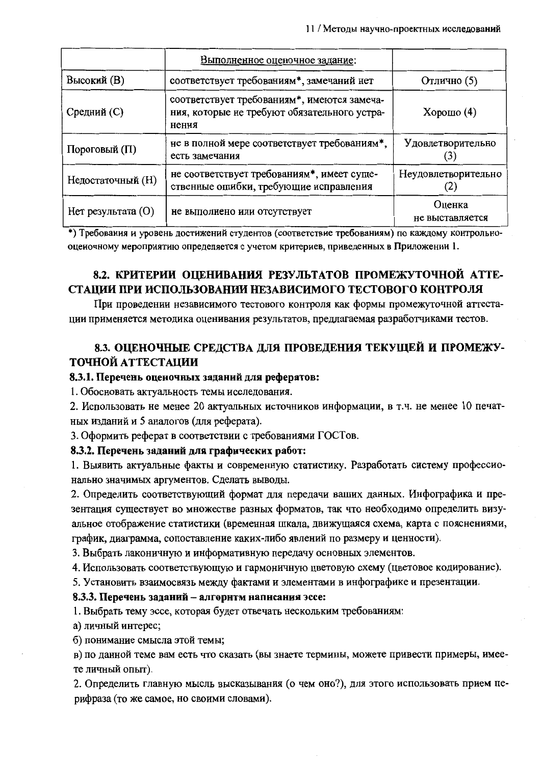| | Выполненное оценочное задание: | |
|---|---|---|
| Высокий (В) | соответствует требованиям*, замечаний нет | Отлично (5) |
| Средний (С) | соответствует требованиям*, имеются замечания, которые не требуют обязательного устранения | Хорошо (4) |
| Пороговый (П) | не в полной мере соответствует требованиям*, есть замечания | Удовлетворительно (3) |
| Недостаточный (Н) | не соответствует требованиям*, имеет существенные ошибки, требующие исправления | Неудовлетворительно (2) |
| Нет результата (О) | не выполнено или отсутствует | Оценка не выставляется |

*) Требования и уровень достижений студентов (соответствие требованиям) по каждому контрольно-оценочному мероприятию определяется с учетом критериев, приведенных в Приложении 1.

## 8.2. КРИТЕРИИ ОЦЕНИВАНИЯ РЕЗУЛЬТАТОВ ПРОМЕЖУТОЧНОЙ АТТЕСТАЦИИ ПРИ ИСПОЛЬЗОВАНИИ НЕЗАВИСИМОГО ТЕСТОВОГО КОНТРОЛЯ

При проведении независимого тестового контроля как формы промежуточной аттестации применяется методика оценивания результатов, предлагаемая разработчиками тестов.

## 8.3. ОЦЕНОЧНЫЕ СРЕДСТВА ДЛЯ ПРОВЕДЕНИЯ ТЕКУЩЕЙ И ПРОМЕЖУТОЧНОЙ АТТЕСТАЦИИ

### 8.3.1. Перечень оценочных заданий для рефератов:

1. Обосновать актуальность темы исследования.
2. Использовать не менее 20 актуальных источников информации, в т.ч. не менее 10 печатных изданий и 5 аналогов (для реферата).
3. Оформить реферат в соответствии с требованиями ГОСТов.

### 8.3.2. Перечень заданий для графических работ:

1. Выявить актуальные факты и современную статистику. Разработать систему профессионально значимых аргументов. Сделать выводы.
2. Определить соответствующий формат для передачи ваших данных. Инфографика и презентация существует во множестве разных форматов, так что необходимо определить визуальное отображение статистики (временная шкала, движущаяся схема, карта с пояснениями, график, диаграмма, сопоставление каких-либо явлений по размеру и ценности).
3. Выбрать лаконичную и информативную передачу основных элементов.
4. Использовать соответствующую и гармоничную цветовую схему (цветовое кодирование).
5. Установить взаимосвязь между фактами и элементами в инфографике и презентации.

### 8.3.3. Перечень заданий – алгоритм написания эссе:

1. Выбрать тему эссе, которая будет отвечать нескольким требованиям:

а) личный интерес;

б) понимание смысла этой темы;

в) по данной теме вам есть что сказать (вы знаете термины, можете привести примеры, имеете личный опыт).

2. Определить главную мысль высказывания (о чем оно?), для этого использовать прием перифраза (то же самое, но своими словами).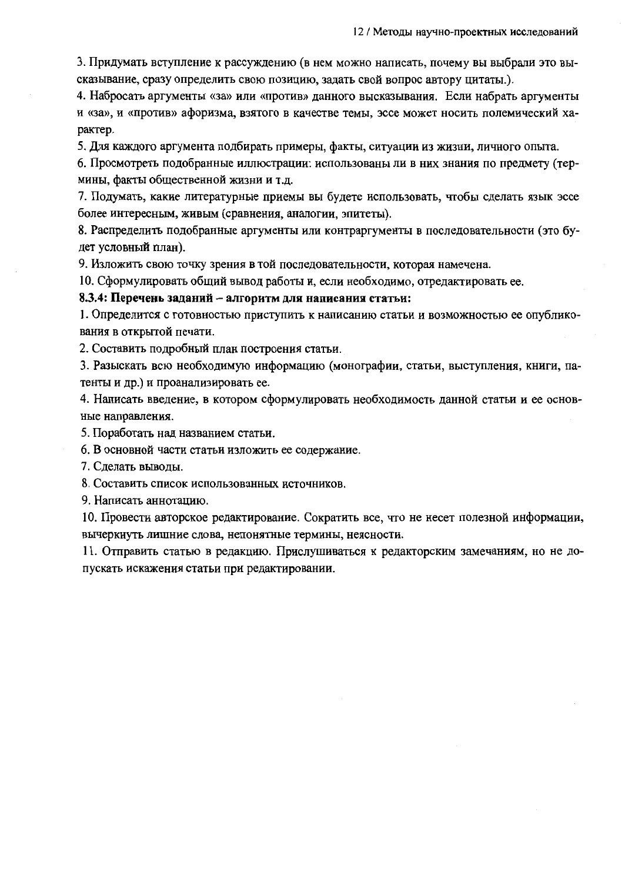3. Придумать вступление к рассуждению (в нем можно написать, почему вы выбрали это высказывание, сразу определить свою позицию, задать свой вопрос автору цитаты.).

4. Набросать аргументы «за» или «против» данного высказывания. Если набрать аргументы и «за», и «против» афоризма, взятого в качестве темы, эссе может носить полемический характер.

5. Для каждого аргумента подбирать примеры, факты, ситуации из жизни, личного опыта.

6. Просмотреть подобранные иллюстрации: использованы ли в них знания по предмету (термины, факты общественной жизни и т.д.

7. Подумать, какие литературные приемы вы будете использовать, чтобы сделать язык эссе более интересным, живым (сравнения, аналогии, эпитеты).

8. Распределить подобранные аргументы или контраргументы в последовательности (это будет условный план).

9. Изложить свою точку зрения в той последовательности, которая намечена.

10. Сформулировать общий вывод работы и, если необходимо, отредактировать ее.

**8.3.4: Перечень заданий – алгоритм для написания статьи:**

1. Определится с готовностью приступить к написанию статьи и возможностью ее опубликования в открытой печати.

2. Составить подробный план построения статьи.

3. Разыскать всю необходимую информацию (монографии, статьи, выступления, книги, патенты и др.) и проанализировать ее.

4. Написать введение, в котором сформулировать необходимость данной статьи и ее основные направления.

5. Поработать над названием статьи.

6. В основной части статьи изложить ее содержание.

7. Сделать выводы.

8. Составить список использованных источников.

9. Написать аннотацию.

10. Провести авторское редактирование. Сократить все, что не несет полезной информации, вычеркнуть лишние слова, непонятные термины, неясности.

11. Отправить статью в редакцию. Прислушиваться к редакторским замечаниям, но не допускать искажения статьи при редактировании.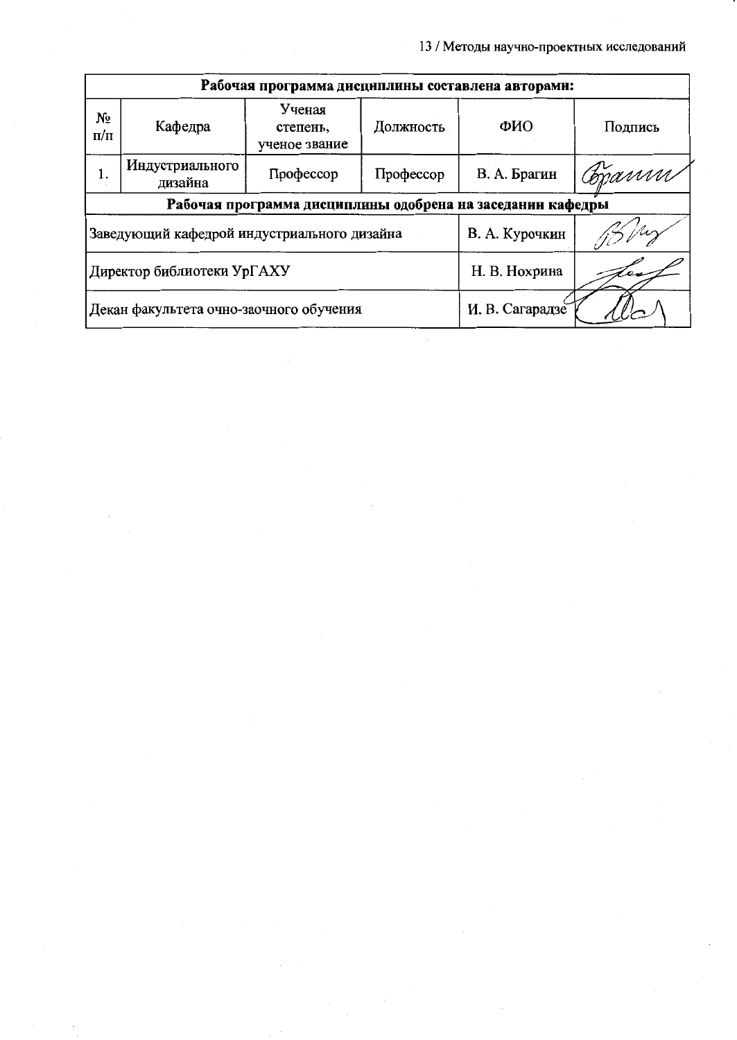| Рабочая программа дисциплины составлена авторами: | | | | | |
|---|---|---|---|---|---|
| № п/п | Кафедра | Ученая степень, ученое звание | Должность | ФИО | Подпись |
| 1. | Индустриального дизайна | Профессор | Профессор | В. А. Брагин | |
| **Рабочая программа дисциплины одобрена на заседании кафедры** | | | | | |
| Заведующий кафедрой индустриального дизайна | | | | В. А. Курочкин | |
| Директор библиотеки УрГАХУ | | | | Н. В. Нохрина | |
| Декан факультета очно-заочного обучения | | | | И. В. Сагарадзе | |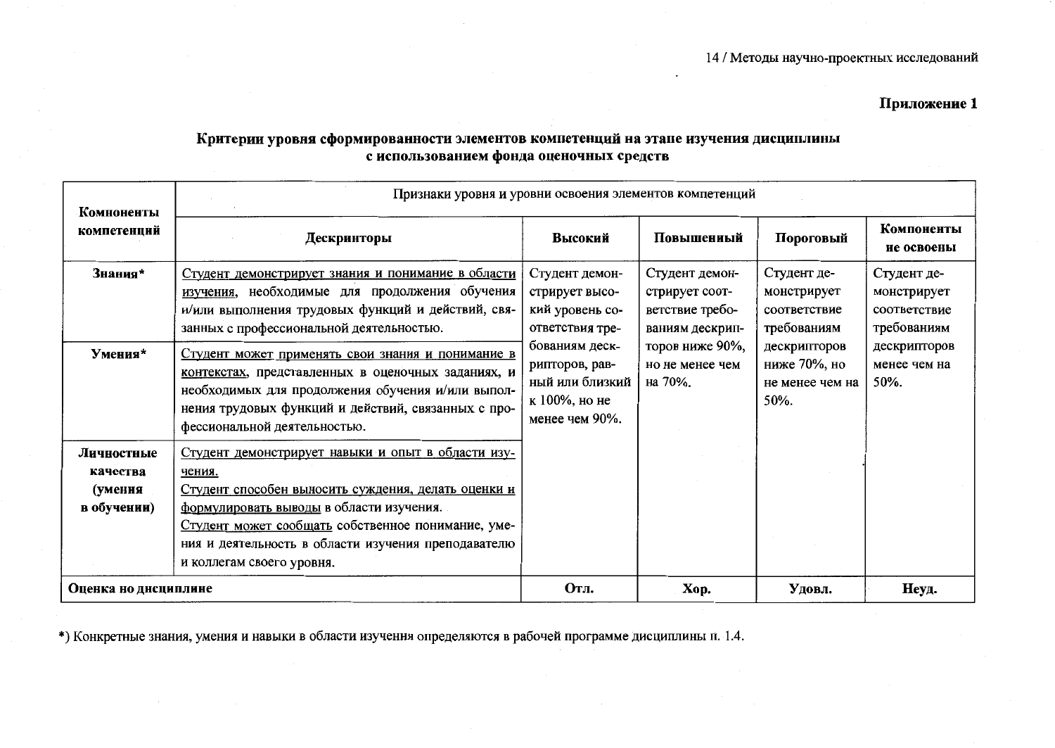**Приложение 1**

**Критерии уровня сформированности элементов компетенций на этапе изучения дисциплины с использованием фонда оценочных средств**

| Компоненты компетенций | Признаки уровня и уровни освоения элементов компетенций | | | | |
|---|---|---|---|---|---|
| | **Дескрипторы** | **Высокий** | **Повышенный** | **Пороговый** | **Компоненты не освоены** |
| **Знания*** | Студент демонстрирует знания и понимание в области изучения, необходимые для продолжения обучения и/или выполнения трудовых функций и действий, связанных с профессиональной деятельностью. | Студент демонстрирует высокий уровень соответствия требованиям дескрипторов, равный или близкий к 100%, но не менее чем 90%. | Студент демонстрирует соответствие требованиям дескрипторов ниже 90%, но не менее чем на 70%. | Студент демонстрирует соответствие требованиям дескрипторов ниже 70%, но не менее чем на 50%. | Студент демонстрирует соответствие требованиям дескрипторов менее чем на 50%. |
| **Умения*** | Студент может применять свои знания и понимание в контекстах, представленных в оценочных заданиях, и необходимых для продолжения обучения и/или выполнения трудовых функций и действий, связанных с профессиональной деятельностью. | | | | |
| **Личностные качества (умения в обучении)** | Студент демонстрирует навыки и опыт в области изучения. Студент способен выносить суждения, делать оценки и формулировать выводы в области изучения. Студент может сообщать собственное понимание, умения и деятельность в области изучения преподавателю и коллегам своего уровня. | | | | |
| **Оценка по дисциплине** | | **Отл.** | **Хор.** | **Удовл.** | **Неуд.** |

*) Конкретные знания, умения и навыки в области изучения определяются в рабочей программе дисциплины п. 1.4.